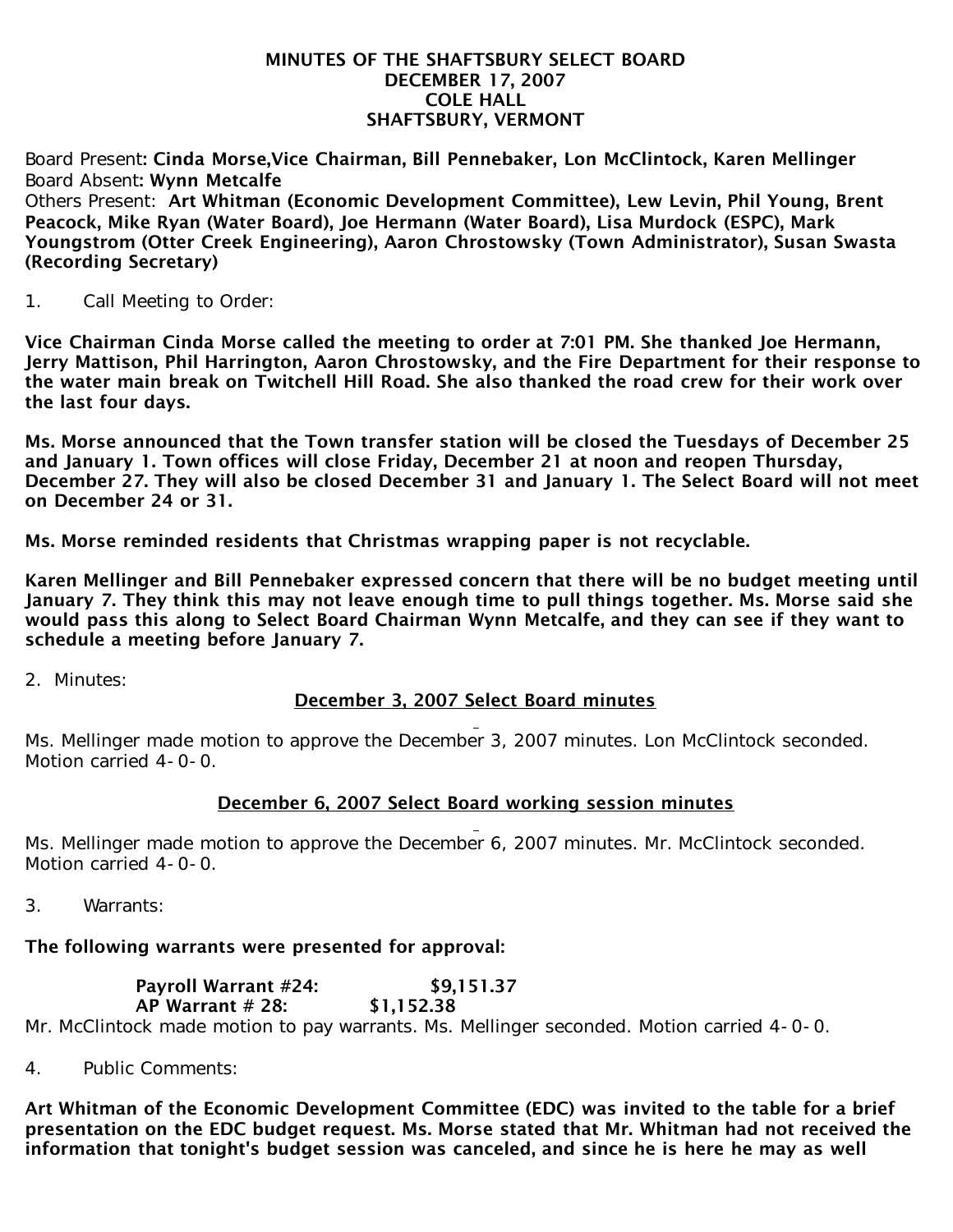**MINUTES OF THE SHAFTSBURY SELECT BOARD**
**DECEMBER 17, 2007**
**COLE HALL**
**SHAFTSBURY, VERMONT**

Board Present: **Cinda Morse,Vice Chairman, Bill Pennebaker, Lon McClintock, Karen Mellinger**
Board Absent: **Wynn Metcalfe**
Others Present: **Art Whitman (Economic Development Committee), Lew Levin, Phil Young, Brent Peacock, Mike Ryan (Water Board), Joe Hermann (Water Board), Lisa Murdock (ESPC), Mark Youngstrom (Otter Creek Engineering), Aaron Chrostowsky (Town Administrator), Susan Swasta (Recording Secretary)**

1. Call Meeting to Order:

**Vice Chairman Cinda Morse called the meeting to order at 7:01 PM. She thanked Joe Hermann, Jerry Mattison, Phil Harrington, Aaron Chrostowsky, and the Fire Department for their response to the water main break on Twitchell Hill Road. She also thanked the road crew for their work over the last four days.**

**Ms. Morse announced that the Town transfer station will be closed the Tuesdays of December 25 and January 1. Town offices will close Friday, December 21 at noon and reopen Thursday, December 27. They will also be closed December 31 and January 1. The Select Board will not meet on December 24 or 31.**

**Ms. Morse reminded residents that Christmas wrapping paper is not recyclable.**

**Karen Mellinger and Bill Pennebaker expressed concern that there will be no budget meeting until January 7. They think this may not leave enough time to pull things together. Ms. Morse said she would pass this along to Select Board Chairman Wynn Metcalfe, and they can see if they want to schedule a meeting before January 7.**

2. Minutes:

**December 3, 2007 Select Board minutes**

Ms. Mellinger made motion to approve the December 3, 2007 minutes. Lon McClintock seconded. Motion carried 4-0-0.

**December 6, 2007 Select Board working session minutes**

Ms. Mellinger made motion to approve the December 6, 2007 minutes. Mr. McClintock seconded. Motion carried 4-0-0.

3. Warrants:

**The following warrants were presented for approval:**

**Payroll Warrant #24: $9,151.37**
**AP Warrant # 28: $1,152.38**

Mr. McClintock made motion to pay warrants. Ms. Mellinger seconded. Motion carried 4-0-0.

4. Public Comments:

**Art Whitman of the Economic Development Committee (EDC) was invited to the table for a brief presentation on the EDC budget request. Ms. Morse stated that Mr. Whitman had not received the information that tonight's budget session was canceled, and since he is here he may as well**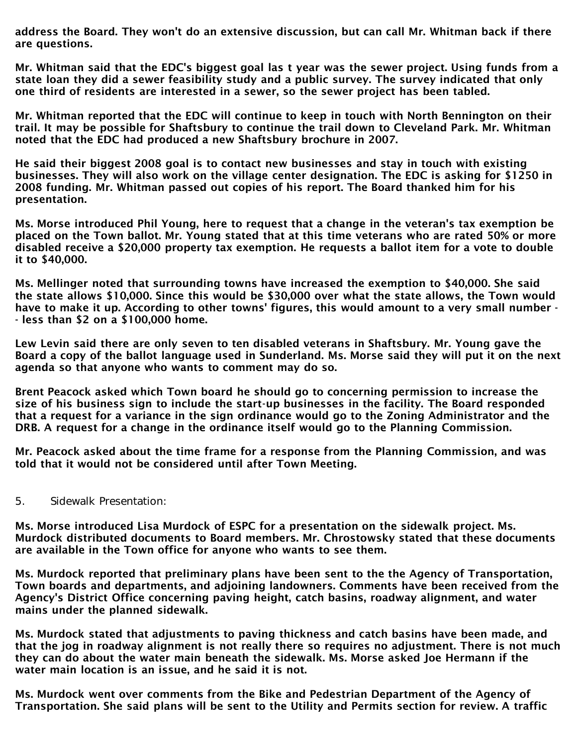**address the Board. They won't do an extensive discussion, but can call Mr. Whitman back if there are questions.**

**Mr. Whitman said that the EDC's biggest goal las t year was the sewer project. Using funds from a state loan they did a sewer feasibility study and a public survey. The survey indicated that only one third of residents are interested in a sewer, so the sewer project has been tabled.**

**Mr. Whitman reported that the EDC will continue to keep in touch with North Bennington on their trail. It may be possible for Shaftsbury to continue the trail down to Cleveland Park. Mr. Whitman noted that the EDC had produced a new Shaftsbury brochure in 2007.**

**He said their biggest 2008 goal is to contact new businesses and stay in touch with existing businesses. They will also work on the village center designation. The EDC is asking for $1250 in 2008 funding. Mr. Whitman passed out copies of his report. The Board thanked him for his presentation.**

**Ms. Morse introduced Phil Young, here to request that a change in the veteran's tax exemption be placed on the Town ballot. Mr. Young stated that at this time veterans who are rated 50% or more disabled receive a $20,000 property tax exemption. He requests a ballot item for a vote to double it to $40,000.**

**Ms. Mellinger noted that surrounding towns have increased the exemption to $40,000. She said the state allows $10,000. Since this would be $30,000 over what the state allows, the Town would have to make it up. According to other towns' figures, this would amount to a very small number -- less than $2 on a $100,000 home.**

**Lew Levin said there are only seven to ten disabled veterans in Shaftsbury. Mr. Young gave the Board a copy of the ballot language used in Sunderland. Ms. Morse said they will put it on the next agenda so that anyone who wants to comment may do so.**

**Brent Peacock asked which Town board he should go to concerning permission to increase the size of his business sign to include the start-up businesses in the facility. The Board responded that a request for a variance in the sign ordinance would go to the Zoning Administrator and the DRB. A request for a change in the ordinance itself would go to the Planning Commission.**

**Mr. Peacock asked about the time frame for a response from the Planning Commission, and was told that it would not be considered until after Town Meeting.**

5. Sidewalk Presentation:

**Ms. Morse introduced Lisa Murdock of ESPC for a presentation on the sidewalk project. Ms. Murdock distributed documents to Board members. Mr. Chrostowsky stated that these documents are available in the Town office for anyone who wants to see them.**

**Ms. Murdock reported that preliminary plans have been sent to the the Agency of Transportation, Town boards and departments, and adjoining landowners. Comments have been received from the Agency's District Office concerning paving height, catch basins, roadway alignment, and water mains under the planned sidewalk.**

**Ms. Murdock stated that adjustments to paving thickness and catch basins have been made, and that the jog in roadway alignment is not really there so requires no adjustment. There is not much they can do about the water main beneath the sidewalk. Ms. Morse asked Joe Hermann if the water main location is an issue, and he said it is not.**

**Ms. Murdock went over comments from the Bike and Pedestrian Department of the Agency of Transportation. She said plans will be sent to the Utility and Permits section for review. A traffic**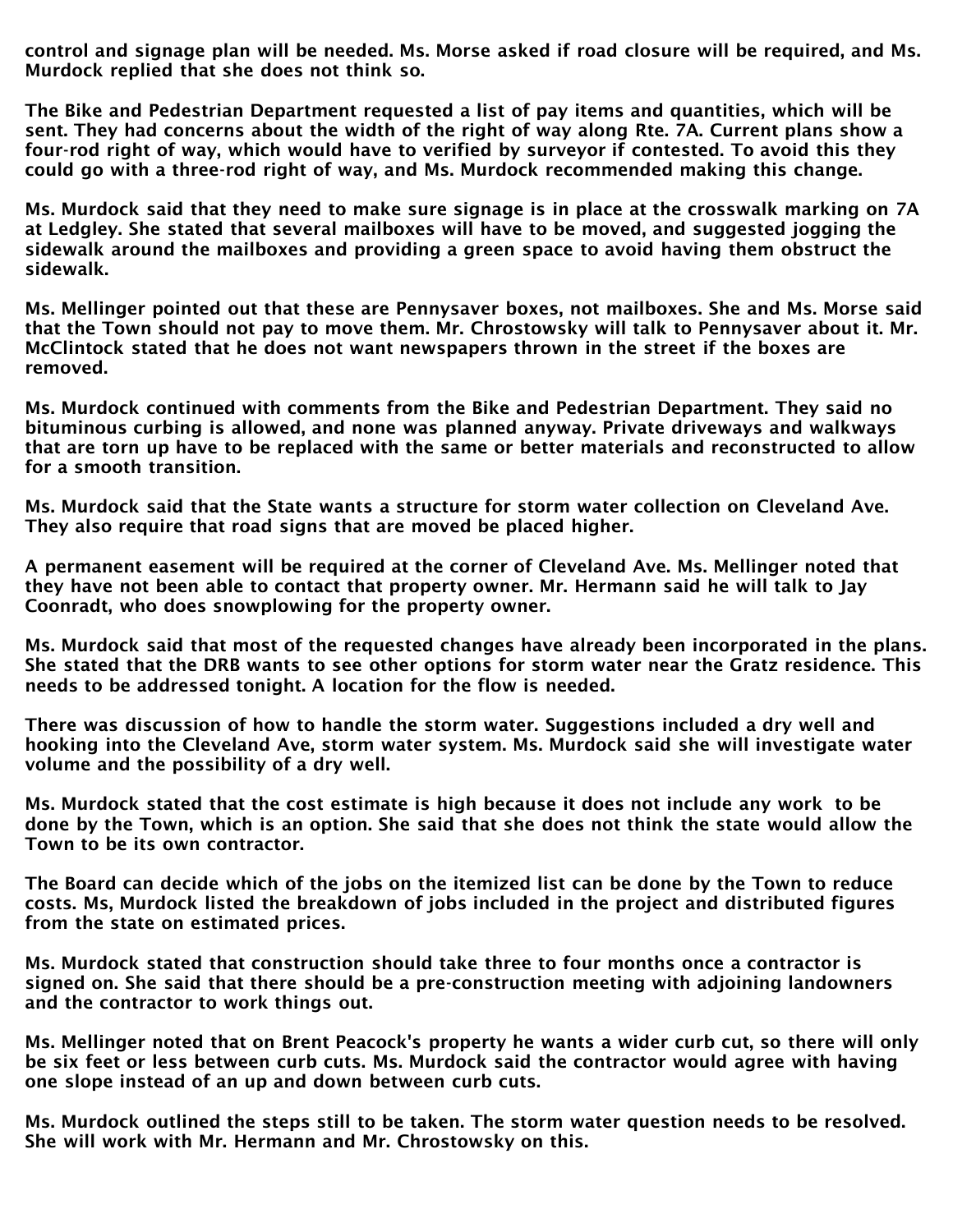control and signage plan will be needed. Ms. Morse asked if road closure will be required, and Ms. Murdock replied that she does not think so.

The Bike and Pedestrian Department requested a list of pay items and quantities, which will be sent. They had concerns about the width of the right of way along Rte. 7A. Current plans show a four-rod right of way, which would have to verified by surveyor if contested. To avoid this they could go with a three-rod right of way, and Ms. Murdock recommended making this change.

Ms. Murdock said that they need to make sure signage is in place at the crosswalk marking on 7A at Ledgley. She stated that several mailboxes will have to be moved, and suggested jogging the sidewalk around the mailboxes and providing a green space to avoid having them obstruct the sidewalk.

Ms. Mellinger pointed out that these are Pennysaver boxes, not mailboxes. She and Ms. Morse said that the Town should not pay to move them. Mr. Chrostowsky will talk to Pennysaver about it. Mr. McClintock stated that he does not want newspapers thrown in the street if the boxes are removed.

Ms. Murdock continued with comments from the Bike and Pedestrian Department. They said no bituminous curbing is allowed, and none was planned anyway. Private driveways and walkways that are torn up have to be replaced with the same or better materials and reconstructed to allow for a smooth transition.

Ms. Murdock said that the State wants a structure for storm water collection on Cleveland Ave. They also require that road signs that are moved be placed higher.

A permanent easement will be required at the corner of Cleveland Ave. Ms. Mellinger noted that they have not been able to contact that property owner. Mr. Hermann said he will talk to Jay Coonradt, who does snowplowing for the property owner.

Ms. Murdock said that most of the requested changes have already been incorporated in the plans. She stated that the DRB wants to see other options for storm water near the Gratz residence. This needs to be addressed tonight. A location for the flow is needed.

There was discussion of how to handle the storm water. Suggestions included a dry well and hooking into the Cleveland Ave, storm water system. Ms. Murdock said she will investigate water volume and the possibility of a dry well.

Ms. Murdock stated that the cost estimate is high because it does not include any work to be done by the Town, which is an option. She said that she does not think the state would allow the Town to be its own contractor.

The Board can decide which of the jobs on the itemized list can be done by the Town to reduce costs. Ms, Murdock listed the breakdown of jobs included in the project and distributed figures from the state on estimated prices.

Ms. Murdock stated that construction should take three to four months once a contractor is signed on. She said that there should be a pre-construction meeting with adjoining landowners and the contractor to work things out.

Ms. Mellinger noted that on Brent Peacock's property he wants a wider curb cut, so there will only be six feet or less between curb cuts. Ms. Murdock said the contractor would agree with having one slope instead of an up and down between curb cuts.

Ms. Murdock outlined the steps still to be taken. The storm water question needs to be resolved. She will work with Mr. Hermann and Mr. Chrostowsky on this.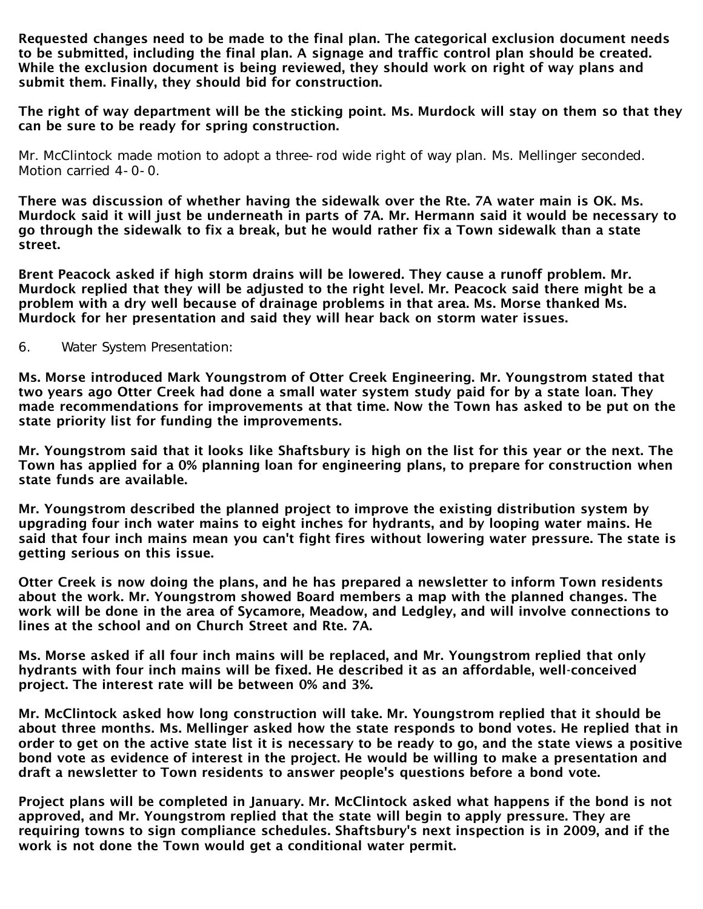**Requested changes need to be made to the final plan. The categorical exclusion document needs to be submitted, including the final plan. A signage and traffic control plan should be created. While the exclusion document is being reviewed, they should work on right of way plans and submit them. Finally, they should bid for construction.**

**The right of way department will be the sticking point. Ms. Murdock will stay on them so that they can be sure to be ready for spring construction.**

Mr. McClintock made motion to adopt a three-rod wide right of way plan. Ms. Mellinger seconded. Motion carried 4-0-0.

**There was discussion of whether having the sidewalk over the Rte. 7A water main is OK. Ms. Murdock said it will just be underneath in parts of 7A. Mr. Hermann said it would be necessary to go through the sidewalk to fix a break, but he would rather fix a Town sidewalk than a state street.**

**Brent Peacock asked if high storm drains will be lowered. They cause a runoff problem. Mr. Murdock replied that they will be adjusted to the right level. Mr. Peacock said there might be a problem with a dry well because of drainage problems in that area. Ms. Morse thanked Ms. Murdock for her presentation and said they will hear back on storm water issues.**

6. Water System Presentation:

**Ms. Morse introduced Mark Youngstrom of Otter Creek Engineering. Mr. Youngstrom stated that two years ago Otter Creek had done a small water system study paid for by a state loan. They made recommendations for improvements at that time. Now the Town has asked to be put on the state priority list for funding the improvements.**

**Mr. Youngstrom said that it looks like Shaftsbury is high on the list for this year or the next. The Town has applied for a 0% planning loan for engineering plans, to prepare for construction when state funds are available.**

**Mr. Youngstrom described the planned project to improve the existing distribution system by upgrading four inch water mains to eight inches for hydrants, and by looping water mains. He said that four inch mains mean you can't fight fires without lowering water pressure. The state is getting serious on this issue.**

**Otter Creek is now doing the plans, and he has prepared a newsletter to inform Town residents about the work. Mr. Youngstrom showed Board members a map with the planned changes. The work will be done in the area of Sycamore, Meadow, and Ledgley, and will involve connections to lines at the school and on Church Street and Rte. 7A.**

**Ms. Morse asked if all four inch mains will be replaced, and Mr. Youngstrom replied that only hydrants with four inch mains will be fixed. He described it as an affordable, well-conceived project. The interest rate will be between 0% and 3%.**

**Mr. McClintock asked how long construction will take. Mr. Youngstrom replied that it should be about three months. Ms. Mellinger asked how the state responds to bond votes. He replied that in order to get on the active state list it is necessary to be ready to go, and the state views a positive bond vote as evidence of interest in the project. He would be willing to make a presentation and draft a newsletter to Town residents to answer people's questions before a bond vote.**

**Project plans will be completed in January. Mr. McClintock asked what happens if the bond is not approved, and Mr. Youngstrom replied that the state will begin to apply pressure. They are requiring towns to sign compliance schedules. Shaftsbury's next inspection is in 2009, and if the work is not done the Town would get a conditional water permit.**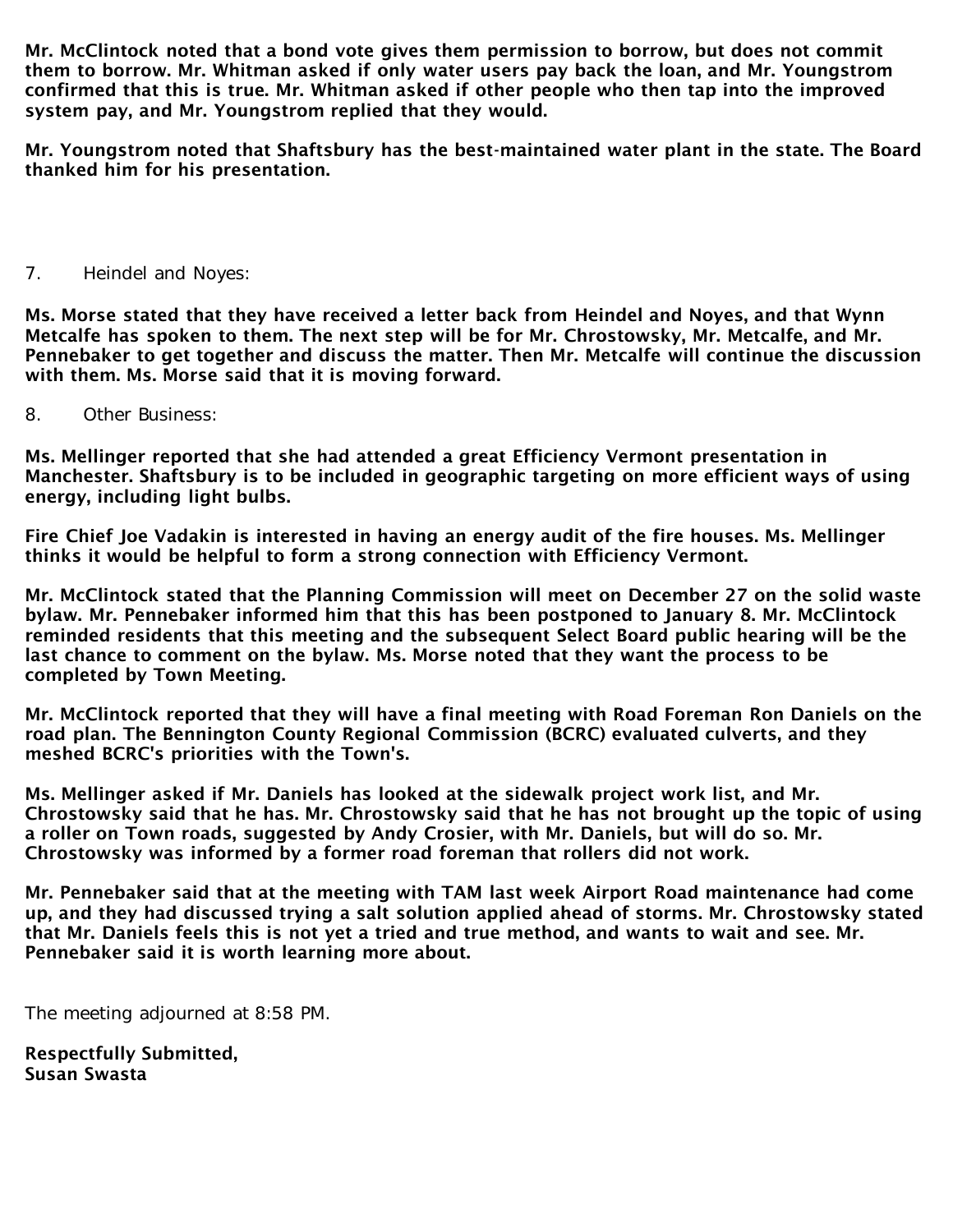**Mr. McClintock noted that a bond vote gives them permission to borrow, but does not commit them to borrow. Mr. Whitman asked if only water users pay back the loan, and Mr. Youngstrom confirmed that this is true. Mr. Whitman asked if other people who then tap into the improved system pay, and Mr. Youngstrom replied that they would.**

**Mr. Youngstrom noted that Shaftsbury has the best-maintained water plant in the state. The Board thanked him for his presentation.**

7. Heindel and Noyes:

**Ms. Morse stated that they have received a letter back from Heindel and Noyes, and that Wynn Metcalfe has spoken to them. The next step will be for Mr. Chrostowsky, Mr. Metcalfe, and Mr. Pennebaker to get together and discuss the matter. Then Mr. Metcalfe will continue the discussion with them. Ms. Morse said that it is moving forward.**

8. Other Business:

**Ms. Mellinger reported that she had attended a great Efficiency Vermont presentation in Manchester. Shaftsbury is to be included in geographic targeting on more efficient ways of using energy, including light bulbs.**

**Fire Chief Joe Vadakin is interested in having an energy audit of the fire houses. Ms. Mellinger thinks it would be helpful to form a strong connection with Efficiency Vermont.**

**Mr. McClintock stated that the Planning Commission will meet on December 27 on the solid waste bylaw. Mr. Pennebaker informed him that this has been postponed to January 8. Mr. McClintock reminded residents that this meeting and the subsequent Select Board public hearing will be the last chance to comment on the bylaw. Ms. Morse noted that they want the process to be completed by Town Meeting.**

**Mr. McClintock reported that they will have a final meeting with Road Foreman Ron Daniels on the road plan. The Bennington County Regional Commission (BCRC) evaluated culverts, and they meshed BCRC's priorities with the Town's.**

**Ms. Mellinger asked if Mr. Daniels has looked at the sidewalk project work list, and Mr. Chrostowsky said that he has. Mr. Chrostowsky said that he has not brought up the topic of using a roller on Town roads, suggested by Andy Crosier, with Mr. Daniels, but will do so. Mr. Chrostowsky was informed by a former road foreman that rollers did not work.**

**Mr. Pennebaker said that at the meeting with TAM last week Airport Road maintenance had come up, and they had discussed trying a salt solution applied ahead of storms. Mr. Chrostowsky stated that Mr. Daniels feels this is not yet a tried and true method, and wants to wait and see. Mr. Pennebaker said it is worth learning more about.**

The meeting adjourned at 8:58 PM.

**Respectfully Submitted,**
**Susan Swasta**